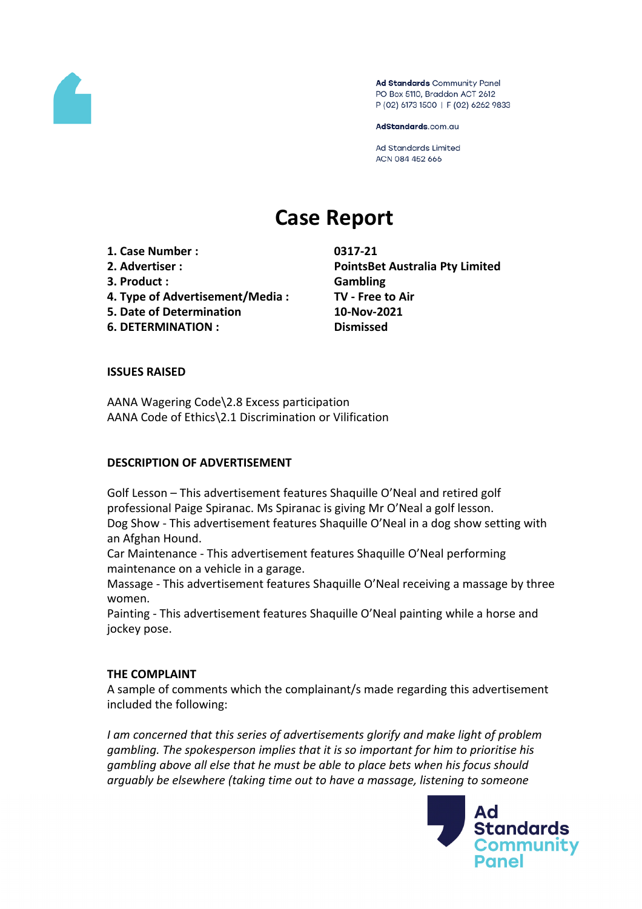Ad Standards Community Panel
PO Box 5110, Braddon ACT 2612
P (02) 6173 1500 | F (02) 6262 9833

AdStandards.com.au

Ad Standards Limited
ACN 084 452 666

# Case Report

| | |
|---|---|
| **1. Case Number :** | **0317-21** |
| **2. Advertiser :** | **PointsBet Australia Pty Limited** |
| **3. Product :** | **Gambling** |
| **4. Type of Advertisement/Media :** | **TV - Free to Air** |
| **5. Date of Determination** | **10-Nov-2021** |
| **6. DETERMINATION :** | **Dismissed** |

**ISSUES RAISED**

AANA Wagering Code\2.8 Excess participation
AANA Code of Ethics\2.1 Discrimination or Vilification

**DESCRIPTION OF ADVERTISEMENT**

Golf Lesson – This advertisement features Shaquille O'Neal and retired golf professional Paige Spiranac. Ms Spiranac is giving Mr O'Neal a golf lesson.
Dog Show - This advertisement features Shaquille O'Neal in a dog show setting with an Afghan Hound.
Car Maintenance - This advertisement features Shaquille O'Neal performing maintenance on a vehicle in a garage.
Massage - This advertisement features Shaquille O'Neal receiving a massage by three women.
Painting - This advertisement features Shaquille O'Neal painting while a horse and jockey pose.

**THE COMPLAINT**

A sample of comments which the complainant/s made regarding this advertisement included the following:

*I am concerned that this series of advertisements glorify and make light of problem gambling. The spokesperson implies that it is so important for him to prioritise his gambling above all else that he must be able to place bets when his focus should arguably be elsewhere (taking time out to have a massage, listening to someone*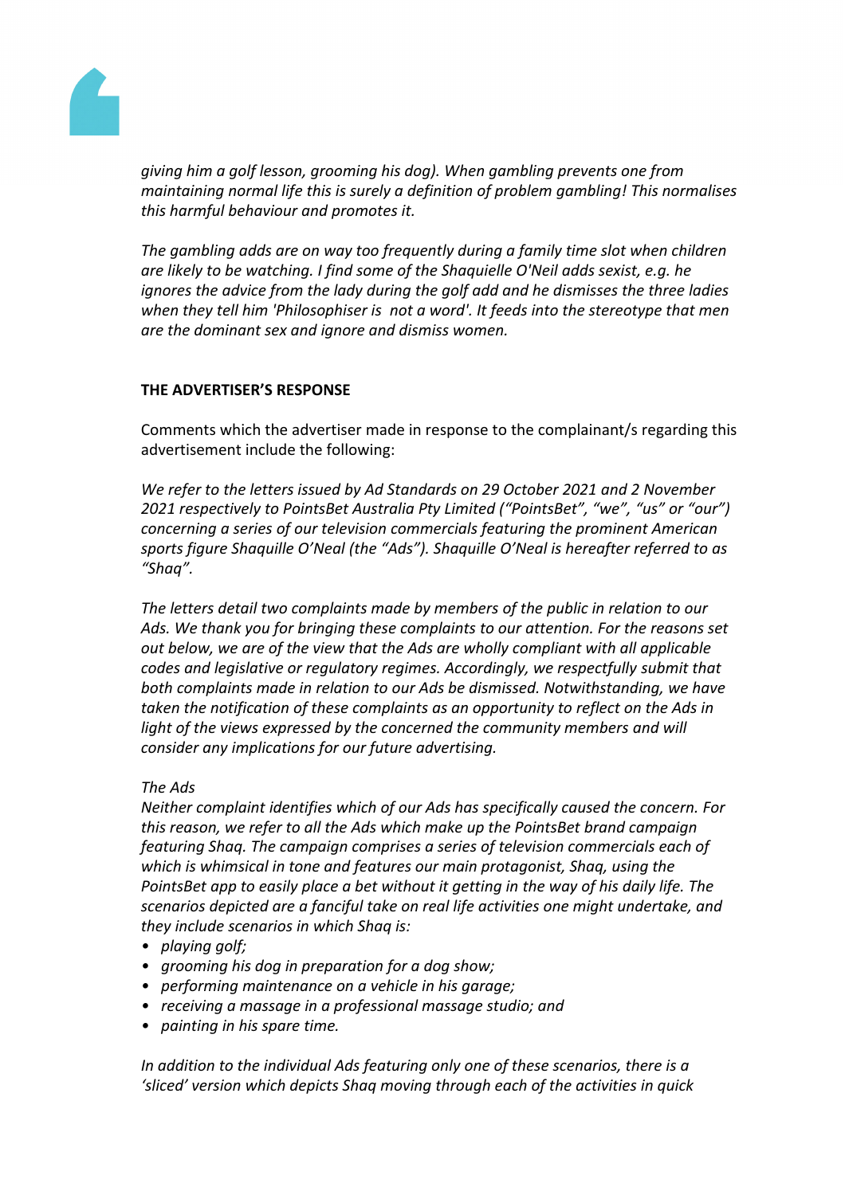*giving him a golf lesson, grooming his dog). When gambling prevents one from maintaining normal life this is surely a definition of problem gambling! This normalises this harmful behaviour and promotes it.*

*The gambling adds are on way too frequently during a family time slot when children are likely to be watching. I find some of the Shaquielle O'Neil adds sexist, e.g. he ignores the advice from the lady during the golf add and he dismisses the three ladies when they tell him 'Philosophiser is  not a word'. It feeds into the stereotype that men are the dominant sex and ignore and dismiss women.*

**THE ADVERTISER'S RESPONSE**

Comments which the advertiser made in response to the complainant/s regarding this advertisement include the following:

*We refer to the letters issued by Ad Standards on 29 October 2021 and 2 November 2021 respectively to PointsBet Australia Pty Limited ("PointsBet", "we", "us" or "our") concerning a series of our television commercials featuring the prominent American sports figure Shaquille O'Neal (the "Ads"). Shaquille O'Neal is hereafter referred to as "Shaq".*

*The letters detail two complaints made by members of the public in relation to our Ads. We thank you for bringing these complaints to our attention. For the reasons set out below, we are of the view that the Ads are wholly compliant with all applicable codes and legislative or regulatory regimes. Accordingly, we respectfully submit that both complaints made in relation to our Ads be dismissed. Notwithstanding, we have taken the notification of these complaints as an opportunity to reflect on the Ads in light of the views expressed by the concerned the community members and will consider any implications for our future advertising.*

*The Ads*
*Neither complaint identifies which of our Ads has specifically caused the concern. For this reason, we refer to all the Ads which make up the PointsBet brand campaign featuring Shaq. The campaign comprises a series of television commercials each of which is whimsical in tone and features our main protagonist, Shaq, using the PointsBet app to easily place a bet without it getting in the way of his daily life. The scenarios depicted are a fanciful take on real life activities one might undertake, and they include scenarios in which Shaq is:*

- *playing golf;*
- *grooming his dog in preparation for a dog show;*
- *performing maintenance on a vehicle in his garage;*
- *receiving a massage in a professional massage studio; and*
- *painting in his spare time.*

*In addition to the individual Ads featuring only one of these scenarios, there is a 'sliced' version which depicts Shaq moving through each of the activities in quick*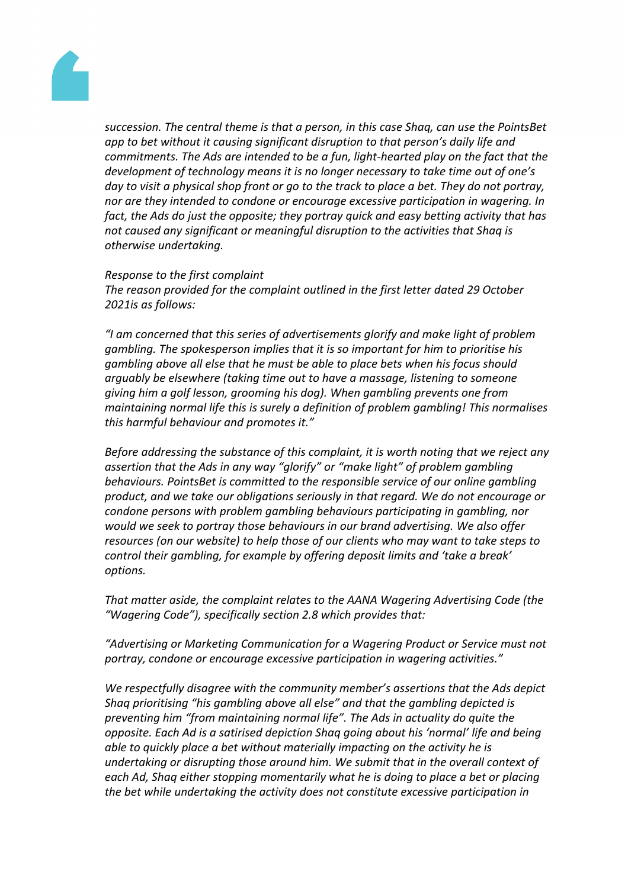*succession. The central theme is that a person, in this case Shaq, can use the PointsBet app to bet without it causing significant disruption to that person's daily life and commitments. The Ads are intended to be a fun, light-hearted play on the fact that the development of technology means it is no longer necessary to take time out of one's day to visit a physical shop front or go to the track to place a bet. They do not portray, nor are they intended to condone or encourage excessive participation in wagering. In fact, the Ads do just the opposite; they portray quick and easy betting activity that has not caused any significant or meaningful disruption to the activities that Shaq is otherwise undertaking.*

*Response to the first complaint*
*The reason provided for the complaint outlined in the first letter dated 29 October 2021is as follows:*

*"I am concerned that this series of advertisements glorify and make light of problem gambling. The spokesperson implies that it is so important for him to prioritise his gambling above all else that he must be able to place bets when his focus should arguably be elsewhere (taking time out to have a massage, listening to someone giving him a golf lesson, grooming his dog). When gambling prevents one from maintaining normal life this is surely a definition of problem gambling! This normalises this harmful behaviour and promotes it."*

*Before addressing the substance of this complaint, it is worth noting that we reject any assertion that the Ads in any way "glorify" or "make light" of problem gambling behaviours. PointsBet is committed to the responsible service of our online gambling product, and we take our obligations seriously in that regard. We do not encourage or condone persons with problem gambling behaviours participating in gambling, nor would we seek to portray those behaviours in our brand advertising. We also offer resources (on our website) to help those of our clients who may want to take steps to control their gambling, for example by offering deposit limits and 'take a break' options.*

*That matter aside, the complaint relates to the AANA Wagering Advertising Code (the "Wagering Code"), specifically section 2.8 which provides that:*

*"Advertising or Marketing Communication for a Wagering Product or Service must not portray, condone or encourage excessive participation in wagering activities."*

*We respectfully disagree with the community member's assertions that the Ads depict Shaq prioritising "his gambling above all else" and that the gambling depicted is preventing him "from maintaining normal life". The Ads in actuality do quite the opposite. Each Ad is a satirised depiction Shaq going about his 'normal' life and being able to quickly place a bet without materially impacting on the activity he is undertaking or disrupting those around him. We submit that in the overall context of each Ad, Shaq either stopping momentarily what he is doing to place a bet or placing the bet while undertaking the activity does not constitute excessive participation in*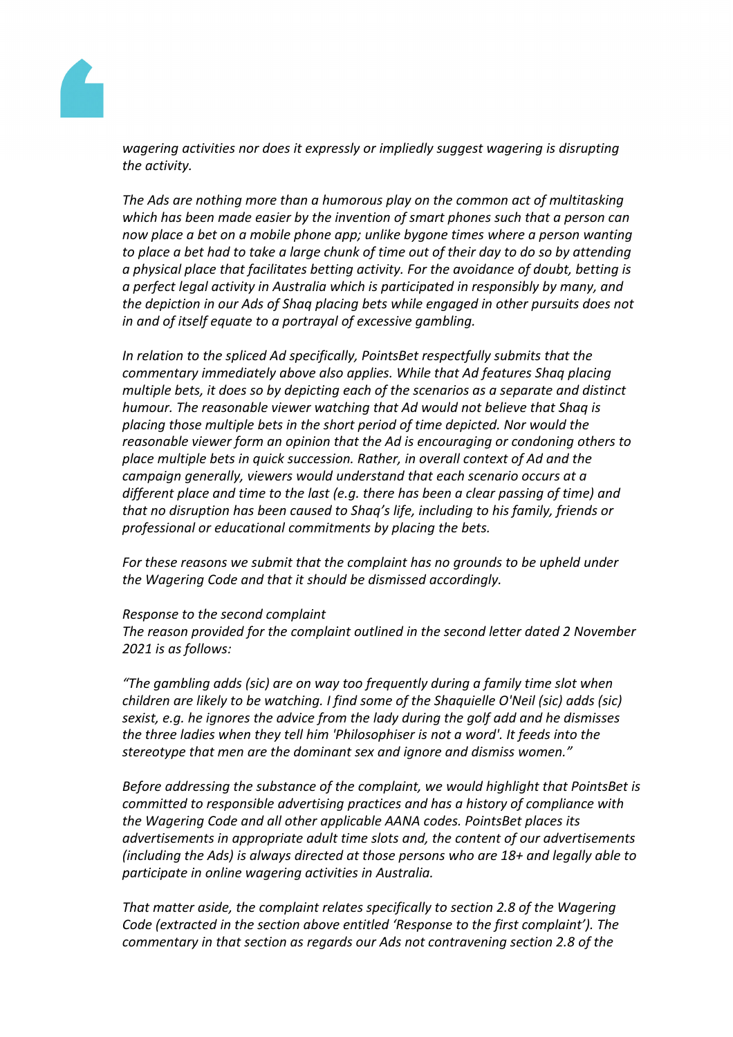*wagering activities nor does it expressly or impliedly suggest wagering is disrupting the activity.*

*The Ads are nothing more than a humorous play on the common act of multitasking which has been made easier by the invention of smart phones such that a person can now place a bet on a mobile phone app; unlike bygone times where a person wanting to place a bet had to take a large chunk of time out of their day to do so by attending a physical place that facilitates betting activity. For the avoidance of doubt, betting is a perfect legal activity in Australia which is participated in responsibly by many, and the depiction in our Ads of Shaq placing bets while engaged in other pursuits does not in and of itself equate to a portrayal of excessive gambling.*

*In relation to the spliced Ad specifically, PointsBet respectfully submits that the commentary immediately above also applies. While that Ad features Shaq placing multiple bets, it does so by depicting each of the scenarios as a separate and distinct humour. The reasonable viewer watching that Ad would not believe that Shaq is placing those multiple bets in the short period of time depicted. Nor would the reasonable viewer form an opinion that the Ad is encouraging or condoning others to place multiple bets in quick succession. Rather, in overall context of Ad and the campaign generally, viewers would understand that each scenario occurs at a different place and time to the last (e.g. there has been a clear passing of time) and that no disruption has been caused to Shaq's life, including to his family, friends or professional or educational commitments by placing the bets.*

*For these reasons we submit that the complaint has no grounds to be upheld under the Wagering Code and that it should be dismissed accordingly.*

*Response to the second complaint*
*The reason provided for the complaint outlined in the second letter dated 2 November 2021 is as follows:*

*"The gambling adds (sic) are on way too frequently during a family time slot when children are likely to be watching. I find some of the Shaquielle O'Neil (sic) adds (sic) sexist, e.g. he ignores the advice from the lady during the golf add and he dismisses the three ladies when they tell him 'Philosophiser is not a word'. It feeds into the stereotype that men are the dominant sex and ignore and dismiss women."*

*Before addressing the substance of the complaint, we would highlight that PointsBet is committed to responsible advertising practices and has a history of compliance with the Wagering Code and all other applicable AANA codes. PointsBet places its advertisements in appropriate adult time slots and, the content of our advertisements (including the Ads) is always directed at those persons who are 18+ and legally able to participate in online wagering activities in Australia.*

*That matter aside, the complaint relates specifically to section 2.8 of the Wagering Code (extracted in the section above entitled 'Response to the first complaint'). The commentary in that section as regards our Ads not contravening section 2.8 of the*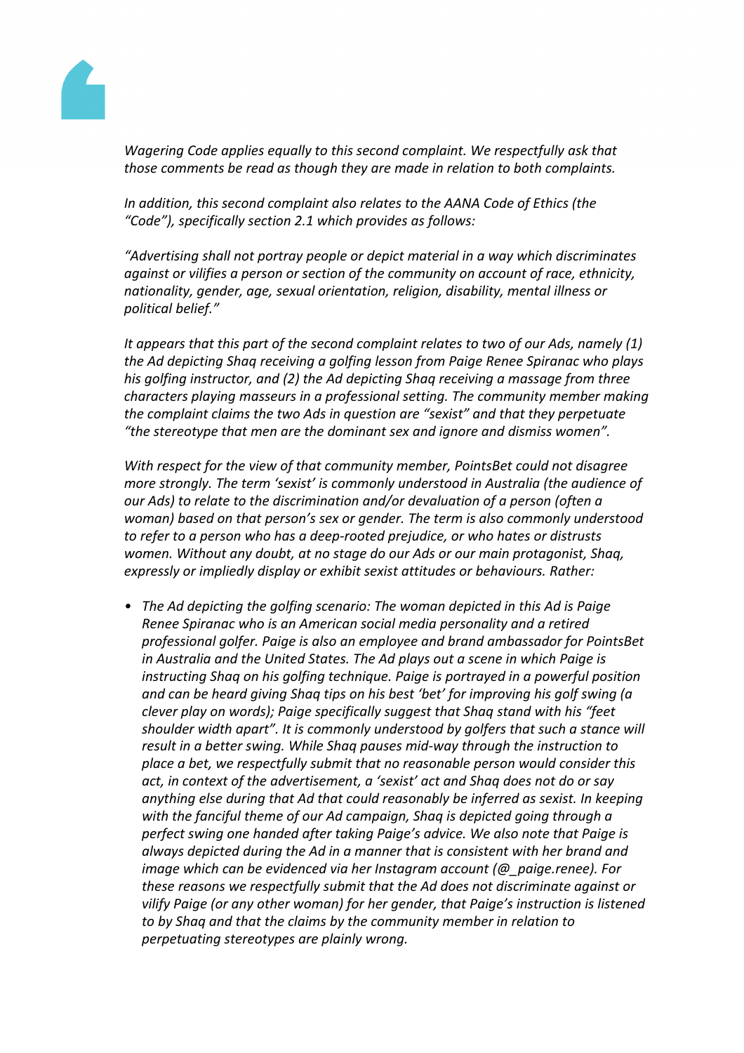*Wagering Code applies equally to this second complaint. We respectfully ask that those comments be read as though they are made in relation to both complaints.*

*In addition, this second complaint also relates to the AANA Code of Ethics (the "Code"), specifically section 2.1 which provides as follows:*

*"Advertising shall not portray people or depict material in a way which discriminates against or vilifies a person or section of the community on account of race, ethnicity, nationality, gender, age, sexual orientation, religion, disability, mental illness or political belief."*

*It appears that this part of the second complaint relates to two of our Ads, namely (1) the Ad depicting Shaq receiving a golfing lesson from Paige Renee Spiranac who plays his golfing instructor, and (2) the Ad depicting Shaq receiving a massage from three characters playing masseurs in a professional setting. The community member making the complaint claims the two Ads in question are "sexist" and that they perpetuate "the stereotype that men are the dominant sex and ignore and dismiss women".*

*With respect for the view of that community member, PointsBet could not disagree more strongly. The term 'sexist' is commonly understood in Australia (the audience of our Ads) to relate to the discrimination and/or devaluation of a person (often a woman) based on that person's sex or gender. The term is also commonly understood to refer to a person who has a deep-rooted prejudice, or who hates or distrusts women. Without any doubt, at no stage do our Ads or our main protagonist, Shaq, expressly or impliedly display or exhibit sexist attitudes or behaviours. Rather:*

- *The Ad depicting the golfing scenario: The woman depicted in this Ad is Paige Renee Spiranac who is an American social media personality and a retired professional golfer. Paige is also an employee and brand ambassador for PointsBet in Australia and the United States. The Ad plays out a scene in which Paige is instructing Shaq on his golfing technique. Paige is portrayed in a powerful position and can be heard giving Shaq tips on his best 'bet' for improving his golf swing (a clever play on words); Paige specifically suggest that Shaq stand with his "feet shoulder width apart". It is commonly understood by golfers that such a stance will result in a better swing. While Shaq pauses mid-way through the instruction to place a bet, we respectfully submit that no reasonable person would consider this act, in context of the advertisement, a 'sexist' act and Shaq does not do or say anything else during that Ad that could reasonably be inferred as sexist. In keeping with the fanciful theme of our Ad campaign, Shaq is depicted going through a perfect swing one handed after taking Paige's advice. We also note that Paige is always depicted during the Ad in a manner that is consistent with her brand and image which can be evidenced via her Instagram account (@_paige.renee). For these reasons we respectfully submit that the Ad does not discriminate against or vilify Paige (or any other woman) for her gender, that Paige's instruction is listened to by Shaq and that the claims by the community member in relation to perpetuating stereotypes are plainly wrong.*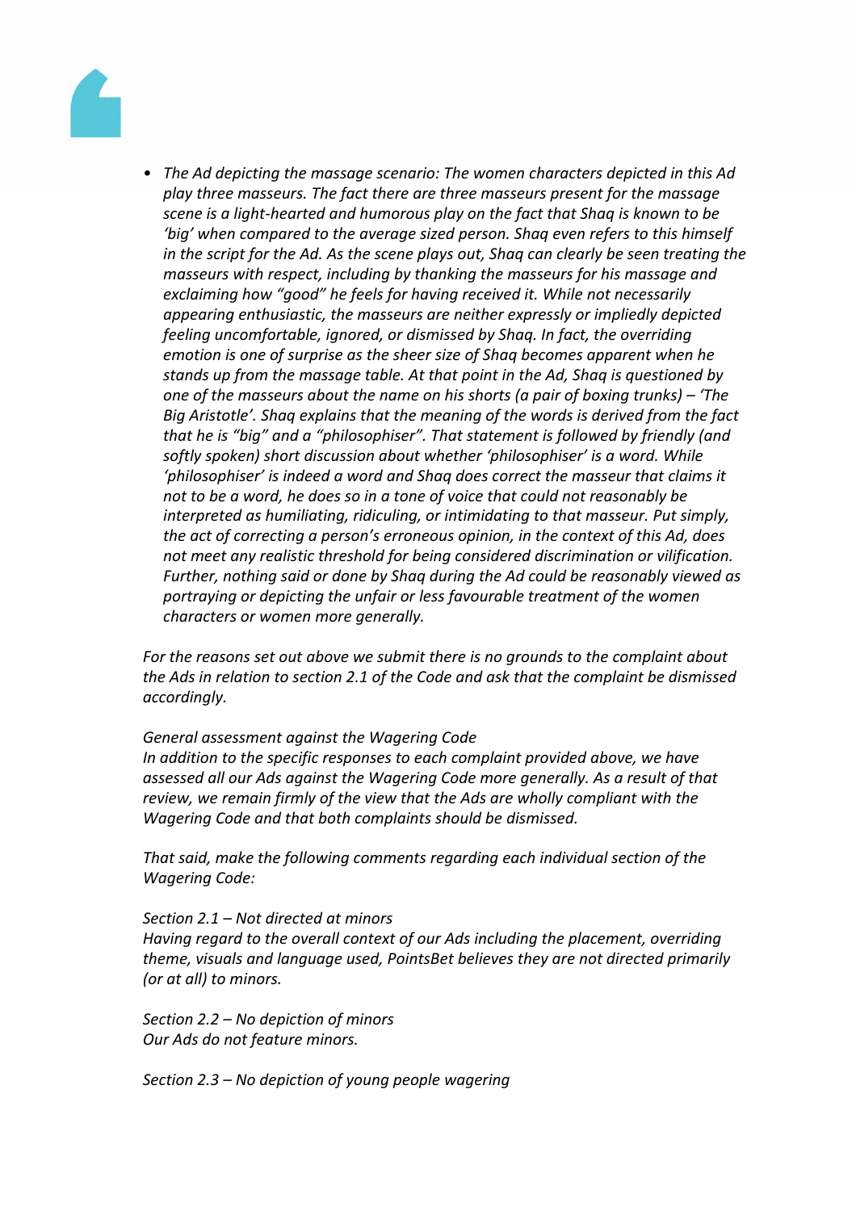- *The Ad depicting the massage scenario: The women characters depicted in this Ad play three masseurs. The fact there are three masseurs present for the massage scene is a light-hearted and humorous play on the fact that Shaq is known to be 'big' when compared to the average sized person. Shaq even refers to this himself in the script for the Ad. As the scene plays out, Shaq can clearly be seen treating the masseurs with respect, including by thanking the masseurs for his massage and exclaiming how "good" he feels for having received it. While not necessarily appearing enthusiastic, the masseurs are neither expressly or impliedly depicted feeling uncomfortable, ignored, or dismissed by Shaq. In fact, the overriding emotion is one of surprise as the sheer size of Shaq becomes apparent when he stands up from the massage table. At that point in the Ad, Shaq is questioned by one of the masseurs about the name on his shorts (a pair of boxing trunks) – 'The Big Aristotle'. Shaq explains that the meaning of the words is derived from the fact that he is "big" and a "philosophiser". That statement is followed by friendly (and softly spoken) short discussion about whether 'philosophiser' is a word. While 'philosophiser' is indeed a word and Shaq does correct the masseur that claims it not to be a word, he does so in a tone of voice that could not reasonably be interpreted as humiliating, ridiculing, or intimidating to that masseur. Put simply, the act of correcting a person's erroneous opinion, in the context of this Ad, does not meet any realistic threshold for being considered discrimination or vilification. Further, nothing said or done by Shaq during the Ad could be reasonably viewed as portraying or depicting the unfair or less favourable treatment of the women characters or women more generally.*

*For the reasons set out above we submit there is no grounds to the complaint about the Ads in relation to section 2.1 of the Code and ask that the complaint be dismissed accordingly.*

*General assessment against the Wagering Code*
*In addition to the specific responses to each complaint provided above, we have assessed all our Ads against the Wagering Code more generally. As a result of that review, we remain firmly of the view that the Ads are wholly compliant with the Wagering Code and that both complaints should be dismissed.*

*That said, make the following comments regarding each individual section of the Wagering Code:*

*Section 2.1 – Not directed at minors*
*Having regard to the overall context of our Ads including the placement, overriding theme, visuals and language used, PointsBet believes they are not directed primarily (or at all) to minors.*

*Section 2.2 – No depiction of minors*
*Our Ads do not feature minors.*

*Section 2.3 – No depiction of young people wagering*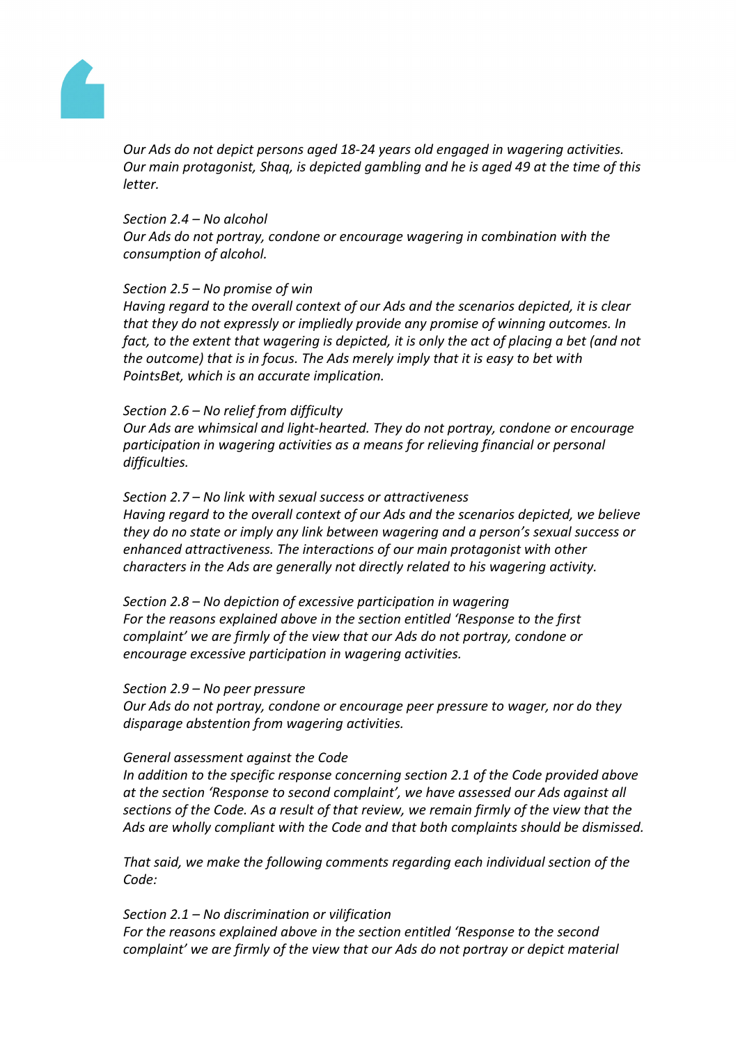*Our Ads do not depict persons aged 18-24 years old engaged in wagering activities. Our main protagonist, Shaq, is depicted gambling and he is aged 49 at the time of this letter.*

*Section 2.4 – No alcohol*
*Our Ads do not portray, condone or encourage wagering in combination with the consumption of alcohol.*

*Section 2.5 – No promise of win*
*Having regard to the overall context of our Ads and the scenarios depicted, it is clear that they do not expressly or impliedly provide any promise of winning outcomes. In fact, to the extent that wagering is depicted, it is only the act of placing a bet (and not the outcome) that is in focus. The Ads merely imply that it is easy to bet with PointsBet, which is an accurate implication.*

*Section 2.6 – No relief from difficulty*
*Our Ads are whimsical and light-hearted. They do not portray, condone or encourage participation in wagering activities as a means for relieving financial or personal difficulties.*

*Section 2.7 – No link with sexual success or attractiveness*
*Having regard to the overall context of our Ads and the scenarios depicted, we believe they do no state or imply any link between wagering and a person's sexual success or enhanced attractiveness. The interactions of our main protagonist with other characters in the Ads are generally not directly related to his wagering activity.*

*Section 2.8 – No depiction of excessive participation in wagering*
*For the reasons explained above in the section entitled 'Response to the first complaint' we are firmly of the view that our Ads do not portray, condone or encourage excessive participation in wagering activities.*

*Section 2.9 – No peer pressure*
*Our Ads do not portray, condone or encourage peer pressure to wager, nor do they disparage abstention from wagering activities.*

*General assessment against the Code*
*In addition to the specific response concerning section 2.1 of the Code provided above at the section 'Response to second complaint', we have assessed our Ads against all sections of the Code. As a result of that review, we remain firmly of the view that the Ads are wholly compliant with the Code and that both complaints should be dismissed.*

*That said, we make the following comments regarding each individual section of the Code:*

*Section 2.1 – No discrimination or vilification*
*For the reasons explained above in the section entitled 'Response to the second complaint' we are firmly of the view that our Ads do not portray or depict material*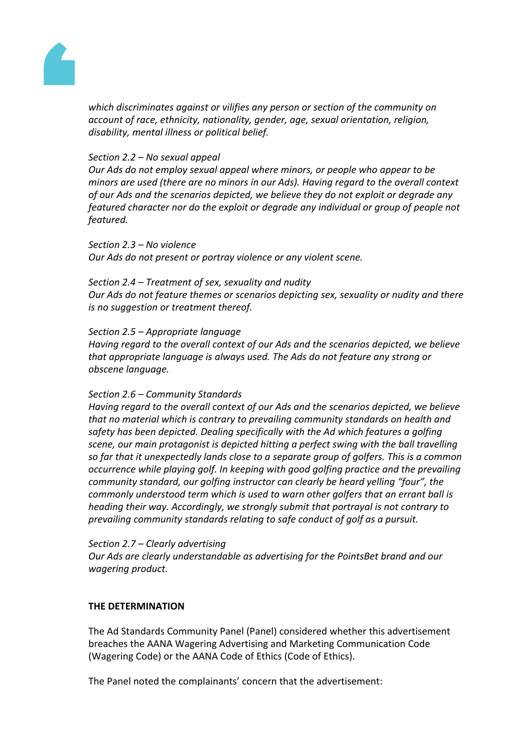*which discriminates against or vilifies any person or section of the community on account of race, ethnicity, nationality, gender, age, sexual orientation, religion, disability, mental illness or political belief.*

*Section 2.2 – No sexual appeal*
*Our Ads do not employ sexual appeal where minors, or people who appear to be minors are used (there are no minors in our Ads). Having regard to the overall context of our Ads and the scenarios depicted, we believe they do not exploit or degrade any featured character nor do the exploit or degrade any individual or group of people not featured.*

*Section 2.3 – No violence*
*Our Ads do not present or portray violence or any violent scene.*

*Section 2.4 – Treatment of sex, sexuality and nudity*
*Our Ads do not feature themes or scenarios depicting sex, sexuality or nudity and there is no suggestion or treatment thereof.*

*Section 2.5 – Appropriate language*
*Having regard to the overall context of our Ads and the scenarios depicted, we believe that appropriate language is always used. The Ads do not feature any strong or obscene language.*

*Section 2.6 – Community Standards*
*Having regard to the overall context of our Ads and the scenarios depicted, we believe that no material which is contrary to prevailing community standards on health and safety has been depicted. Dealing specifically with the Ad which features a golfing scene, our main protagonist is depicted hitting a perfect swing with the ball travelling so far that it unexpectedly lands close to a separate group of golfers. This is a common occurrence while playing golf. In keeping with good golfing practice and the prevailing community standard, our golfing instructor can clearly be heard yelling "four", the commonly understood term which is used to warn other golfers that an errant ball is heading their way. Accordingly, we strongly submit that portrayal is not contrary to prevailing community standards relating to safe conduct of golf as a pursuit.*

*Section 2.7 – Clearly advertising*
*Our Ads are clearly understandable as advertising for the PointsBet brand and our wagering product.*

**THE DETERMINATION**

The Ad Standards Community Panel (Panel) considered whether this advertisement breaches the AANA Wagering Advertising and Marketing Communication Code (Wagering Code) or the AANA Code of Ethics (Code of Ethics).

The Panel noted the complainants' concern that the advertisement: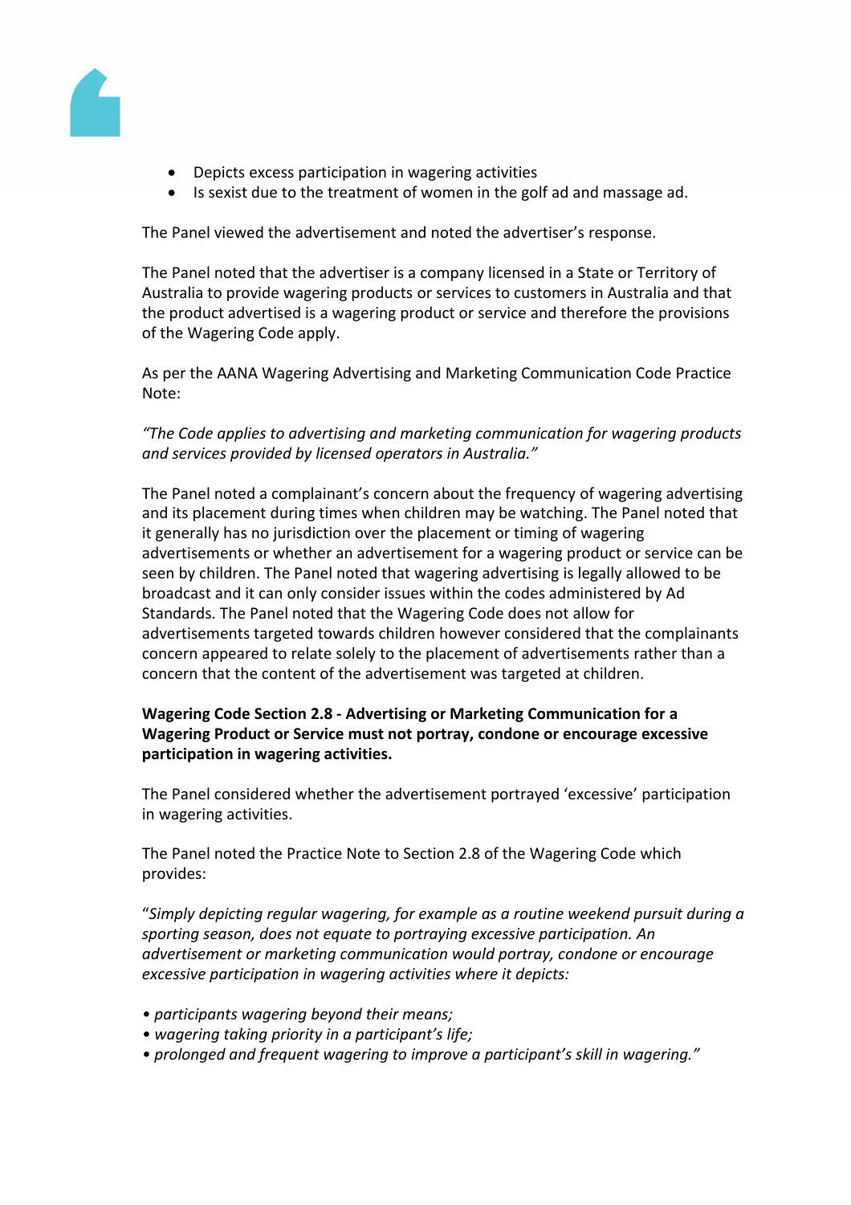- Depicts excess participation in wagering activities
- Is sexist due to the treatment of women in the golf ad and massage ad.

The Panel viewed the advertisement and noted the advertiser's response.

The Panel noted that the advertiser is a company licensed in a State or Territory of Australia to provide wagering products or services to customers in Australia and that the product advertised is a wagering product or service and therefore the provisions of the Wagering Code apply.

As per the AANA Wagering Advertising and Marketing Communication Code Practice Note:

*"The Code applies to advertising and marketing communication for wagering products and services provided by licensed operators in Australia."*

The Panel noted a complainant's concern about the frequency of wagering advertising and its placement during times when children may be watching. The Panel noted that it generally has no jurisdiction over the placement or timing of wagering advertisements or whether an advertisement for a wagering product or service can be seen by children. The Panel noted that wagering advertising is legally allowed to be broadcast and it can only consider issues within the codes administered by Ad Standards. The Panel noted that the Wagering Code does not allow for advertisements targeted towards children however considered that the complainants concern appeared to relate solely to the placement of advertisements rather than a concern that the content of the advertisement was targeted at children.

**Wagering Code Section 2.8 - Advertising or Marketing Communication for a Wagering Product or Service must not portray, condone or encourage excessive participation in wagering activities.**

The Panel considered whether the advertisement portrayed 'excessive' participation in wagering activities.

The Panel noted the Practice Note to Section 2.8 of the Wagering Code which provides:

"*Simply depicting regular wagering, for example as a routine weekend pursuit during a sporting season, does not equate to portraying excessive participation. An advertisement or marketing communication would portray, condone or encourage excessive participation in wagering activities where it depicts:*

- *participants wagering beyond their means;*
- *wagering taking priority in a participant's life;*
- *prolonged and frequent wagering to improve a participant's skill in wagering."*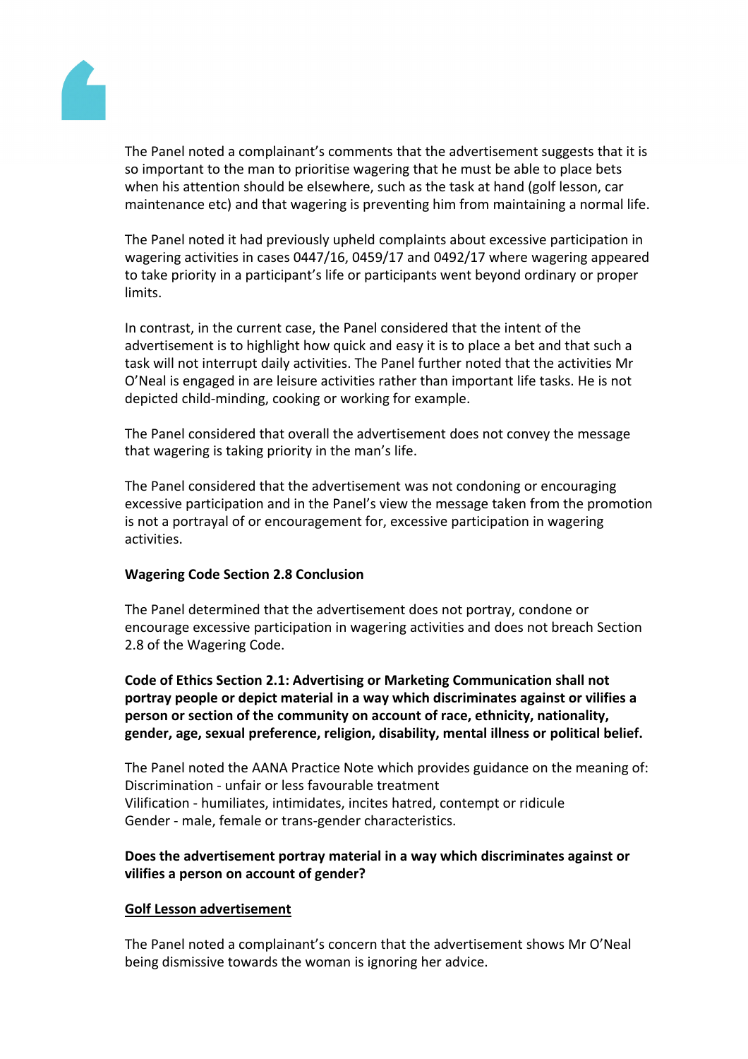The Panel noted a complainant's comments that the advertisement suggests that it is so important to the man to prioritise wagering that he must be able to place bets when his attention should be elsewhere, such as the task at hand (golf lesson, car maintenance etc) and that wagering is preventing him from maintaining a normal life.

The Panel noted it had previously upheld complaints about excessive participation in wagering activities in cases 0447/16, 0459/17 and 0492/17 where wagering appeared to take priority in a participant's life or participants went beyond ordinary or proper limits.

In contrast, in the current case, the Panel considered that the intent of the advertisement is to highlight how quick and easy it is to place a bet and that such a task will not interrupt daily activities. The Panel further noted that the activities Mr O'Neal is engaged in are leisure activities rather than important life tasks. He is not depicted child-minding, cooking or working for example.

The Panel considered that overall the advertisement does not convey the message that wagering is taking priority in the man's life.

The Panel considered that the advertisement was not condoning or encouraging excessive participation and in the Panel's view the message taken from the promotion is not a portrayal of or encouragement for, excessive participation in wagering activities.

**Wagering Code Section 2.8 Conclusion**

The Panel determined that the advertisement does not portray, condone or encourage excessive participation in wagering activities and does not breach Section 2.8 of the Wagering Code.

**Code of Ethics Section 2.1: Advertising or Marketing Communication shall not portray people or depict material in a way which discriminates against or vilifies a person or section of the community on account of race, ethnicity, nationality, gender, age, sexual preference, religion, disability, mental illness or political belief.**

The Panel noted the AANA Practice Note which provides guidance on the meaning of:
Discrimination - unfair or less favourable treatment
Vilification - humiliates, intimidates, incites hatred, contempt or ridicule
Gender - male, female or trans-gender characteristics.

**Does the advertisement portray material in a way which discriminates against or vilifies a person on account of gender?**

**<u>Golf Lesson advertisement</u>**

The Panel noted a complainant's concern that the advertisement shows Mr O'Neal being dismissive towards the woman is ignoring her advice.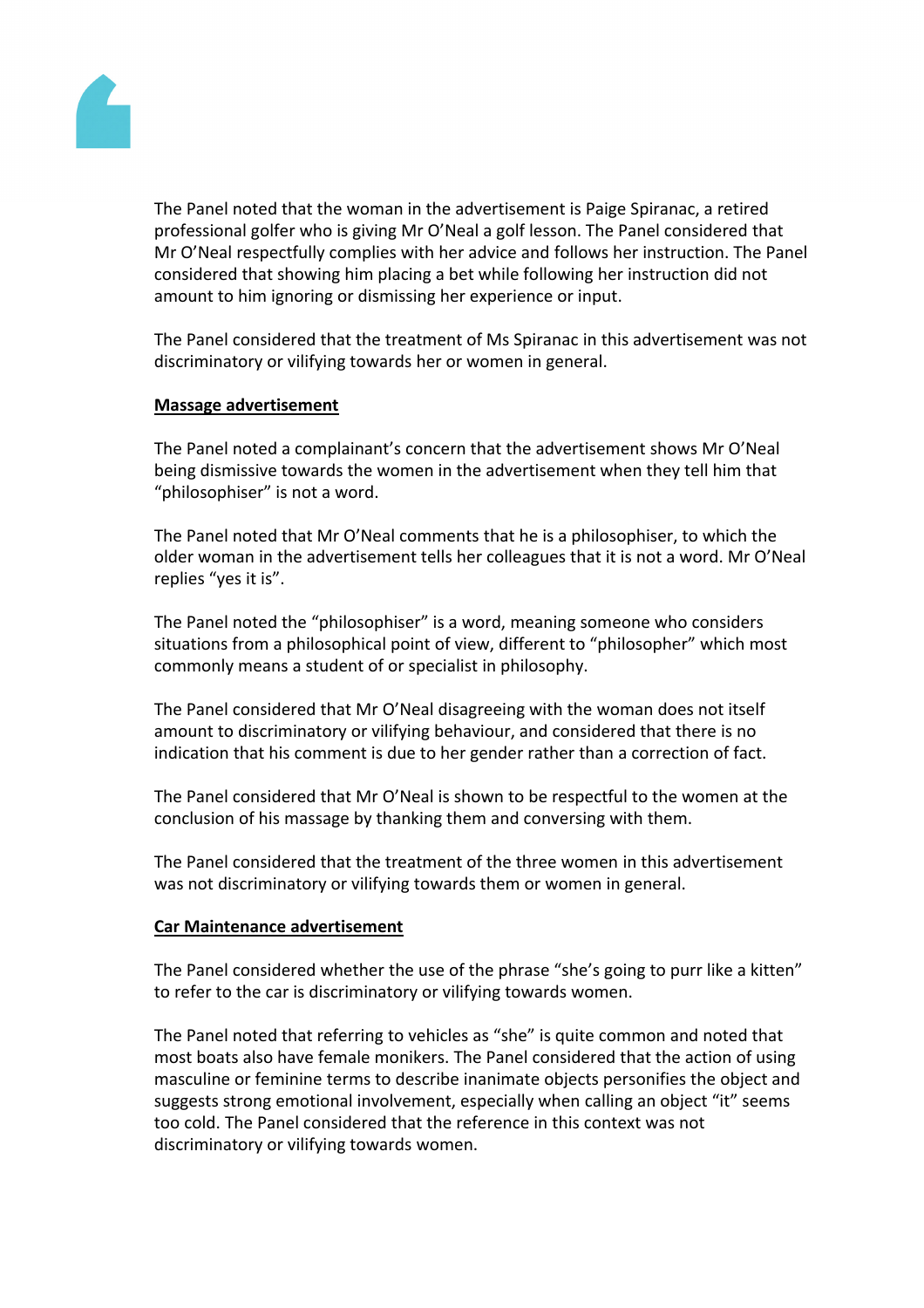The Panel noted that the woman in the advertisement is Paige Spiranac, a retired professional golfer who is giving Mr O'Neal a golf lesson. The Panel considered that Mr O'Neal respectfully complies with her advice and follows her instruction. The Panel considered that showing him placing a bet while following her instruction did not amount to him ignoring or dismissing her experience or input.

The Panel considered that the treatment of Ms Spiranac in this advertisement was not discriminatory or vilifying towards her or women in general.

**<u>Massage advertisement</u>**

The Panel noted a complainant's concern that the advertisement shows Mr O'Neal being dismissive towards the women in the advertisement when they tell him that "philosophiser" is not a word.

The Panel noted that Mr O'Neal comments that he is a philosophiser, to which the older woman in the advertisement tells her colleagues that it is not a word. Mr O'Neal replies "yes it is".

The Panel noted the "philosophiser" is a word, meaning someone who considers situations from a philosophical point of view, different to "philosopher" which most commonly means a student of or specialist in philosophy.

The Panel considered that Mr O'Neal disagreeing with the woman does not itself amount to discriminatory or vilifying behaviour, and considered that there is no indication that his comment is due to her gender rather than a correction of fact.

The Panel considered that Mr O'Neal is shown to be respectful to the women at the conclusion of his massage by thanking them and conversing with them.

The Panel considered that the treatment of the three women in this advertisement was not discriminatory or vilifying towards them or women in general.

**<u>Car Maintenance advertisement</u>**

The Panel considered whether the use of the phrase "she's going to purr like a kitten" to refer to the car is discriminatory or vilifying towards women.

The Panel noted that referring to vehicles as "she" is quite common and noted that most boats also have female monikers. The Panel considered that the action of using masculine or feminine terms to describe inanimate objects personifies the object and suggests strong emotional involvement, especially when calling an object "it" seems too cold. The Panel considered that the reference in this context was not discriminatory or vilifying towards women.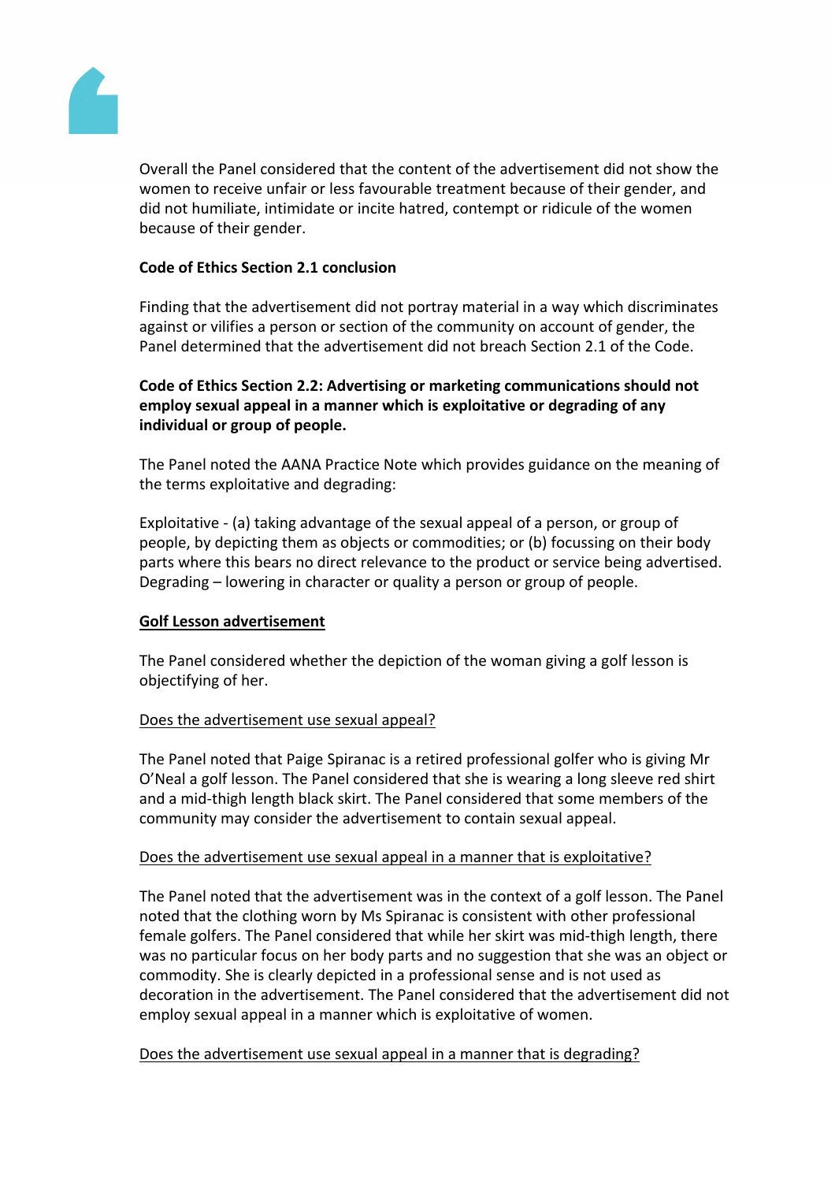Overall the Panel considered that the content of the advertisement did not show the women to receive unfair or less favourable treatment because of their gender, and did not humiliate, intimidate or incite hatred, contempt or ridicule of the women because of their gender.

**Code of Ethics Section 2.1 conclusion**

Finding that the advertisement did not portray material in a way which discriminates against or vilifies a person or section of the community on account of gender, the Panel determined that the advertisement did not breach Section 2.1 of the Code.

**Code of Ethics Section 2.2: Advertising or marketing communications should not employ sexual appeal in a manner which is exploitative or degrading of any individual or group of people.**

The Panel noted the AANA Practice Note which provides guidance on the meaning of the terms exploitative and degrading:

Exploitative - (a) taking advantage of the sexual appeal of a person, or group of people, by depicting them as objects or commodities; or (b) focussing on their body parts where this bears no direct relevance to the product or service being advertised. Degrading – lowering in character or quality a person or group of people.

**Golf Lesson advertisement**

The Panel considered whether the depiction of the woman giving a golf lesson is objectifying of her.

Does the advertisement use sexual appeal?

The Panel noted that Paige Spiranac is a retired professional golfer who is giving Mr O'Neal a golf lesson. The Panel considered that she is wearing a long sleeve red shirt and a mid-thigh length black skirt. The Panel considered that some members of the community may consider the advertisement to contain sexual appeal.

Does the advertisement use sexual appeal in a manner that is exploitative?

The Panel noted that the advertisement was in the context of a golf lesson. The Panel noted that the clothing worn by Ms Spiranac is consistent with other professional female golfers. The Panel considered that while her skirt was mid-thigh length, there was no particular focus on her body parts and no suggestion that she was an object or commodity. She is clearly depicted in a professional sense and is not used as decoration in the advertisement. The Panel considered that the advertisement did not employ sexual appeal in a manner which is exploitative of women.

Does the advertisement use sexual appeal in a manner that is degrading?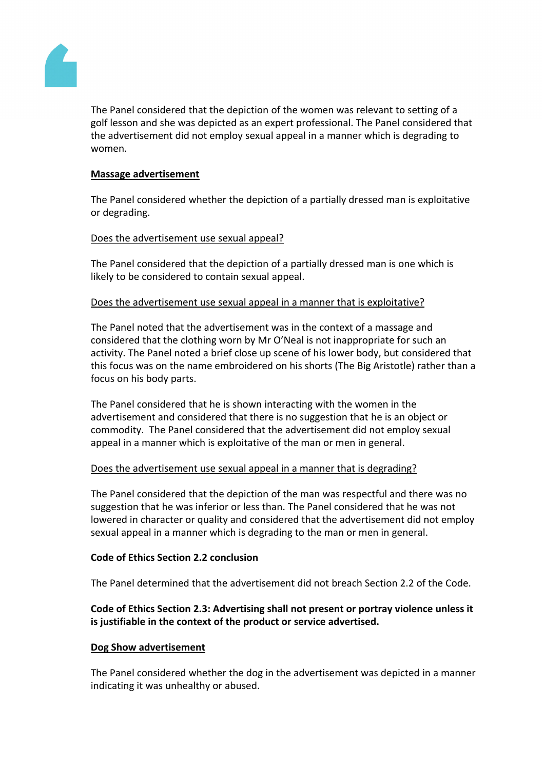The Panel considered that the depiction of the women was relevant to setting of a golf lesson and she was depicted as an expert professional. The Panel considered that the advertisement did not employ sexual appeal in a manner which is degrading to women.

**Massage advertisement**

The Panel considered whether the depiction of a partially dressed man is exploitative or degrading.

Does the advertisement use sexual appeal?

The Panel considered that the depiction of a partially dressed man is one which is likely to be considered to contain sexual appeal.

Does the advertisement use sexual appeal in a manner that is exploitative?

The Panel noted that the advertisement was in the context of a massage and considered that the clothing worn by Mr O'Neal is not inappropriate for such an activity. The Panel noted a brief close up scene of his lower body, but considered that this focus was on the name embroidered on his shorts (The Big Aristotle) rather than a focus on his body parts.

The Panel considered that he is shown interacting with the women in the advertisement and considered that there is no suggestion that he is an object or commodity. The Panel considered that the advertisement did not employ sexual appeal in a manner which is exploitative of the man or men in general.

Does the advertisement use sexual appeal in a manner that is degrading?

The Panel considered that the depiction of the man was respectful and there was no suggestion that he was inferior or less than. The Panel considered that he was not lowered in character or quality and considered that the advertisement did not employ sexual appeal in a manner which is degrading to the man or men in general.

**Code of Ethics Section 2.2 conclusion**

The Panel determined that the advertisement did not breach Section 2.2 of the Code.

**Code of Ethics Section 2.3: Advertising shall not present or portray violence unless it is justifiable in the context of the product or service advertised.**

**Dog Show advertisement**

The Panel considered whether the dog in the advertisement was depicted in a manner indicating it was unhealthy or abused.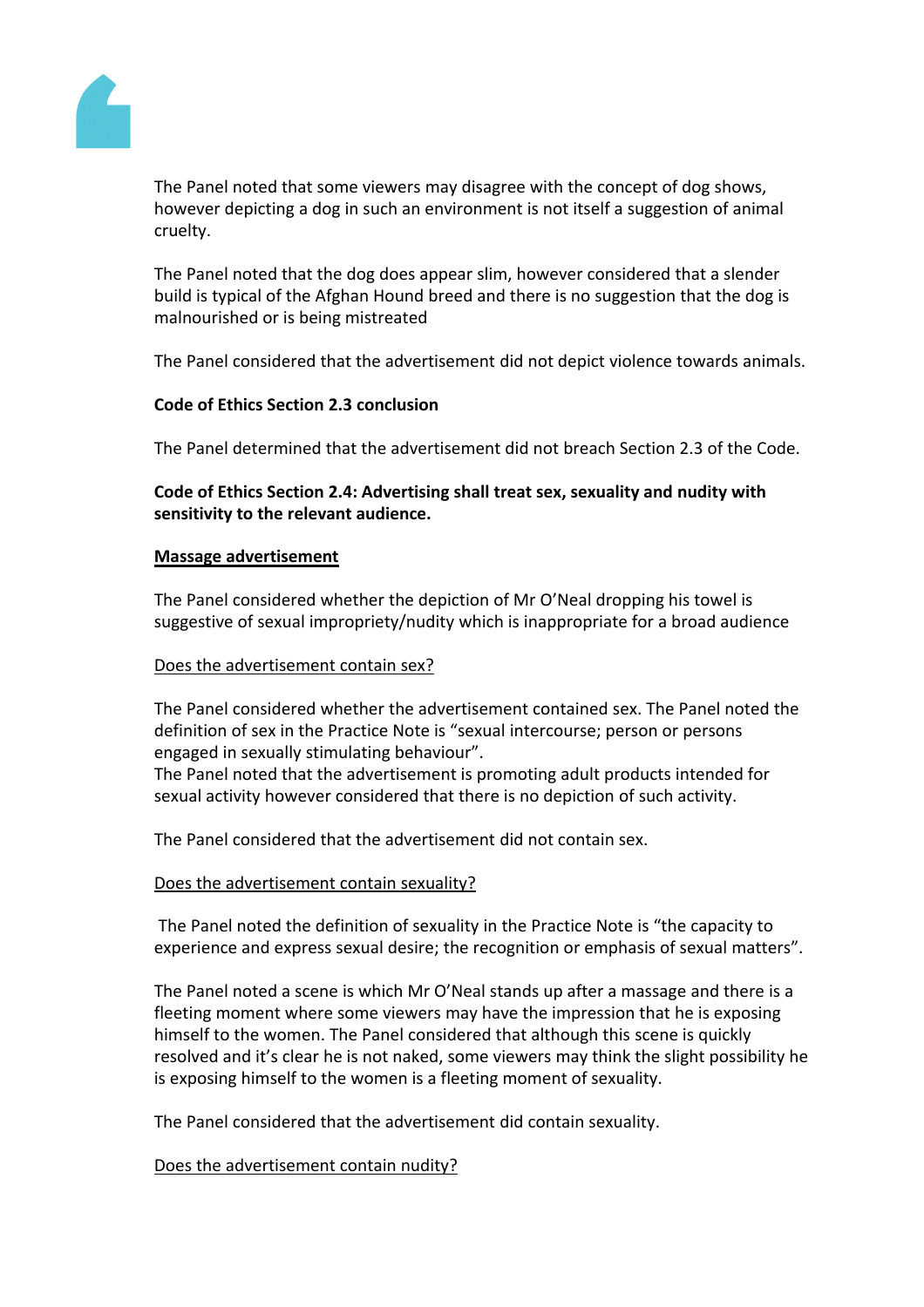The Panel noted that some viewers may disagree with the concept of dog shows, however depicting a dog in such an environment is not itself a suggestion of animal cruelty.

The Panel noted that the dog does appear slim, however considered that a slender build is typical of the Afghan Hound breed and there is no suggestion that the dog is malnourished or is being mistreated

The Panel considered that the advertisement did not depict violence towards animals.

**Code of Ethics Section 2.3 conclusion**

The Panel determined that the advertisement did not breach Section 2.3 of the Code.

**Code of Ethics Section 2.4: Advertising shall treat sex, sexuality and nudity with sensitivity to the relevant audience.**

**Massage advertisement**

The Panel considered whether the depiction of Mr O'Neal dropping his towel is suggestive of sexual impropriety/nudity which is inappropriate for a broad audience

Does the advertisement contain sex?

The Panel considered whether the advertisement contained sex. The Panel noted the definition of sex in the Practice Note is "sexual intercourse; person or persons engaged in sexually stimulating behaviour".
The Panel noted that the advertisement is promoting adult products intended for sexual activity however considered that there is no depiction of such activity.

The Panel considered that the advertisement did not contain sex.

Does the advertisement contain sexuality?

The Panel noted the definition of sexuality in the Practice Note is "the capacity to experience and express sexual desire; the recognition or emphasis of sexual matters".

The Panel noted a scene is which Mr O'Neal stands up after a massage and there is a fleeting moment where some viewers may have the impression that he is exposing himself to the women. The Panel considered that although this scene is quickly resolved and it's clear he is not naked, some viewers may think the slight possibility he is exposing himself to the women is a fleeting moment of sexuality.

The Panel considered that the advertisement did contain sexuality.

Does the advertisement contain nudity?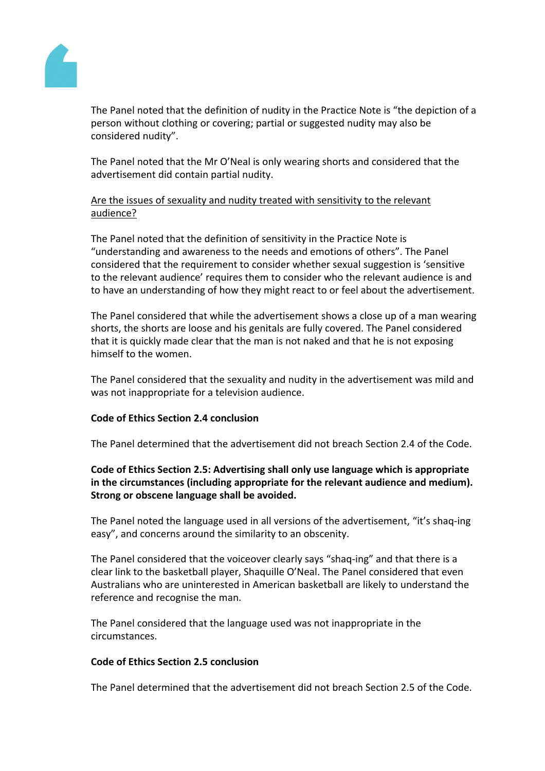The Panel noted that the definition of nudity in the Practice Note is "the depiction of a person without clothing or covering; partial or suggested nudity may also be considered nudity".

The Panel noted that the Mr O'Neal is only wearing shorts and considered that the advertisement did contain partial nudity.

<u>Are the issues of sexuality and nudity treated with sensitivity to the relevant audience?</u>

The Panel noted that the definition of sensitivity in the Practice Note is "understanding and awareness to the needs and emotions of others". The Panel considered that the requirement to consider whether sexual suggestion is 'sensitive to the relevant audience' requires them to consider who the relevant audience is and to have an understanding of how they might react to or feel about the advertisement.

The Panel considered that while the advertisement shows a close up of a man wearing shorts, the shorts are loose and his genitals are fully covered. The Panel considered that it is quickly made clear that the man is not naked and that he is not exposing himself to the women.

The Panel considered that the sexuality and nudity in the advertisement was mild and was not inappropriate for a television audience.

**Code of Ethics Section 2.4 conclusion**

The Panel determined that the advertisement did not breach Section 2.4 of the Code.

**Code of Ethics Section 2.5: Advertising shall only use language which is appropriate in the circumstances (including appropriate for the relevant audience and medium). Strong or obscene language shall be avoided.**

The Panel noted the language used in all versions of the advertisement, "it's shaq-ing easy", and concerns around the similarity to an obscenity.

The Panel considered that the voiceover clearly says "shaq-ing" and that there is a clear link to the basketball player, Shaquille O'Neal. The Panel considered that even Australians who are uninterested in American basketball are likely to understand the reference and recognise the man.

The Panel considered that the language used was not inappropriate in the circumstances.

**Code of Ethics Section 2.5 conclusion**

The Panel determined that the advertisement did not breach Section 2.5 of the Code.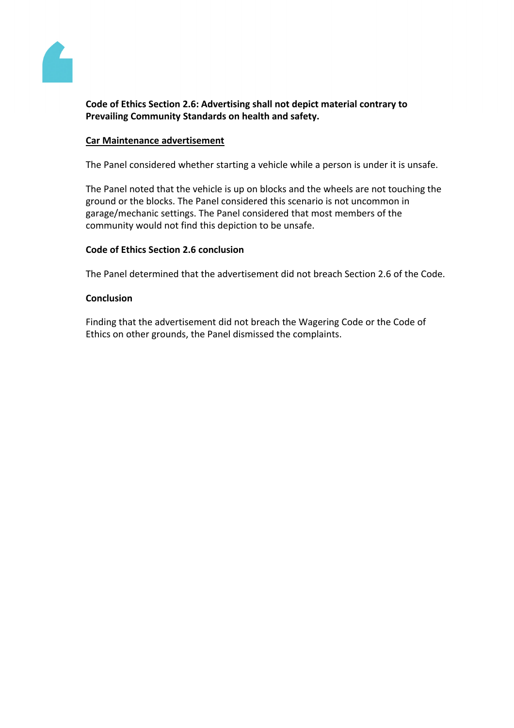**Code of Ethics Section 2.6: Advertising shall not depict material contrary to Prevailing Community Standards on health and safety.**

**Car Maintenance advertisement**

The Panel considered whether starting a vehicle while a person is under it is unsafe.

The Panel noted that the vehicle is up on blocks and the wheels are not touching the ground or the blocks. The Panel considered this scenario is not uncommon in garage/mechanic settings. The Panel considered that most members of the community would not find this depiction to be unsafe.

**Code of Ethics Section 2.6 conclusion**

The Panel determined that the advertisement did not breach Section 2.6 of the Code.

**Conclusion**

Finding that the advertisement did not breach the Wagering Code or the Code of Ethics on other grounds, the Panel dismissed the complaints.